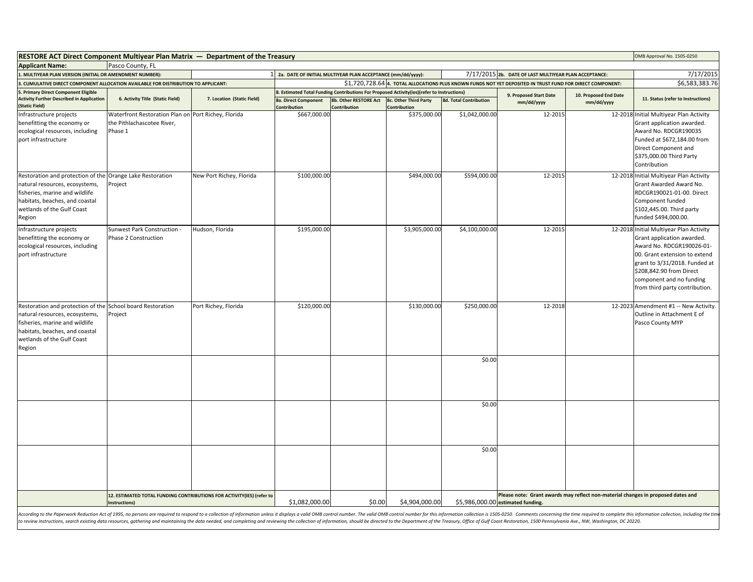**RESTORE ACT Direct Component Multiyear Plan Matrix — Department of the Treasury** | OMB Approval No. 1505-0250

**Applicant Name:** Pasco County, FL

| | |
|---|---|
| 1. MULTIYEAR PLAN VERSION (INITIAL OR AMENDMENT NUMBER): | 1 |
| 2a. DATE OF INITIAL MULTIYEAR PLAN ACCEPTANCE (mm/dd/yyyy): | 7/17/2015 |
| 2b. DATE OF LAST MULTIYEAR PLAN ACCEPTANCE: | 7/17/2015 |
| 3. CUMULATIVE DIRECT COMPONENT ALLOCATION AVAILABLE FOR DISTRIBUTION TO APPLICANT: | $1,720,728.64 |
| 4. TOTAL ALLOCATIONS PLUS KNOWN FUNDS NOT YET DEPOSITED IN TRUST FUND FOR DIRECT COMPONENT: | $6,583,383.76 |

| 5. Primary Direct Component Eligible Activity Further Described in Application (Static Field) | 6. Activity Title (Static Field) | 7. Location (Static Field) | 8. Estimated Total Funding Contributions For Proposed Activity(ies)(refer to Instructions) | | | | 9. Proposed Start Date mm/dd/yyyy | 10. Proposed End Date mm/dd/yyyy | 11. Status (refer to Instructions) |
|---|---|---|---|---|---|---|---|---|---|
| | | | 8a. Direct Component Contribution | 8b. Other RESTORE Act Contribution | 8c. Other Third Party Contribution | 8d. Total Contribution | | | |
| Infrastructure projects benefitting the economy or ecological resources, including port infrastructure | Waterfront Restoration Plan on the Pithlachascotee River, Phase 1 | Port Richey, Florida | $667,000.00 | | $375,000.00 | $1,042,000.00 | 12-2015 | 12-2018 | Initial Multiyear Plan Activity Grant application awarded. Award No. RDCGR190035 Funded at $672,184.00 from Direct Component and $375,000.00 Third Party Contribution |
| Restoration and protection of the natural resources, ecosystems, fisheries, marine and wildlife habitats, beaches, and coastal wetlands of the Gulf Coast Region | Orange Lake Restoration Project | New Port Richey, Florida | $100,000.00 | | $494,000.00 | $594,000.00 | 12-2015 | 12-2018 | Initial Multiyear Plan Activity Grant Awarded Award No. RDCGR190021-01-00. Direct Component funded $102,445.00. Third party funded $494,000.00. |
| Infrastructure projects benefitting the economy or ecological resources, including port infrastructure | Sunwest Park Construction - Phase 2 Construction | Hudson, Florida | $195,000.00 | | $3,905,000.00 | $4,100,000.00 | 12-2015 | 12-2018 | Initial Multiyear Plan Activity Grant application awarded. Award No. RDCGR190026-01-00. Grant extension to extend grant to 3/31/2018. Funded at $208,842.90 from Direct component and no funding from third party contribution. |
| Restoration and protection of the natural resources, ecosystems, fisheries, marine and wildlife habitats, beaches, and coastal wetlands of the Gulf Coast Region | School board Restoration Project | Port Richey, Florida | $120,000.00 | | $130,000.00 | $250,000.00 | 12-2018 | 12-2023 | Amendment #1 -- New Activity. Outline in Attachment E of Pasco County MYP |
| | | | | | | $0.00 | | | |
| | | | | | | $0.00 | | | |
| | | | | | | $0.00 | | | |
| | 12. ESTIMATED TOTAL FUNDING CONTRIBUTIONS FOR ACTIVITY(IES) (refer to Instructions) | | $1,082,000.00 | $0.00 | $4,904,000.00 | $5,986,000.00 | Please note: Grant awards may reflect non-material changes in proposed dates and estimated funding. | | |

*According to the Paperwork Reduction Act of 1995, no persons are required to respond to a collection of information unless it displays a valid OMB control number. The valid OMB control number for this information collection is 1505-0250. Comments concerning the time required to complete this information collection, including the time to review instructions, search existing data resources, gathering and maintaining the data needed, and completing and reviewing the collection of information, should be directed to the Department of the Treasury, Office of Gulf Coast Restoration, 1500 Pennsylvania Ave., NW, Washington, DC 20220.*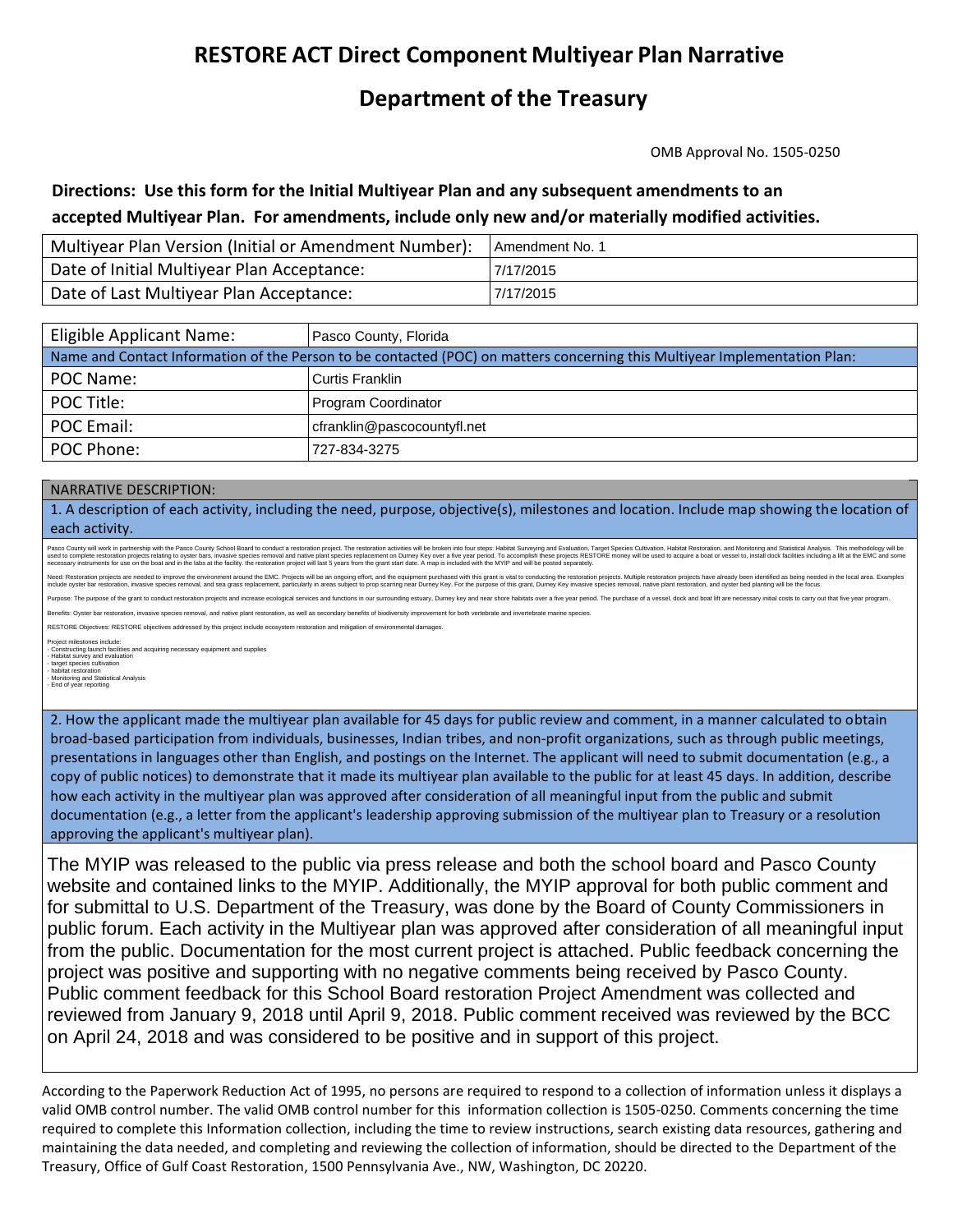# RESTORE ACT Direct Component Multiyear Plan Narrative

## Department of the Treasury

OMB Approval No. 1505-0250

**Directions: Use this form for the Initial Multiyear Plan and any subsequent amendments to an accepted Multiyear Plan. For amendments, include only new and/or materially modified activities.**

| | |
|---|---|
| Multiyear Plan Version (Initial or Amendment Number): | Amendment No. 1 |
| Date of Initial Multiyear Plan Acceptance: | 7/17/2015 |
| Date of Last Multiyear Plan Acceptance: | 7/17/2015 |

| | |
|---|---|
| Eligible Applicant Name: | Pasco County, Florida |
| Name and Contact Information of the Person to be contacted (POC) on matters concerning this Multiyear Implementation Plan: | |
| POC Name: | Curtis Franklin |
| POC Title: | Program Coordinator |
| POC Email: | cfranklin@pascocountyfl.net |
| POC Phone: | 727-834-3275 |

NARRATIVE DESCRIPTION:

1. A description of each activity, including the need, purpose, objective(s), milestones and location. Include map showing the location of each activity.

Pasco County will work in partnership with the Pasco County School Board to conduct a restoration project. The restoration activities will be broken into four steps: Habitat Surveying and Evaluation, Target Species Cultivation, Habitat Restoration, and Monitoring and Statistical Analysis. This methodology will be used to complete restoration projects relating to oyster bars, invasive species removal and native plant species replacement on Durney Key over a five year period. To accomplish these projects RESTORE money will be used to acquire a boat or vessel to, install dock facilities including a lift at the EMC and some necessary instruments for use on the boat and in the labs at the facility. the restoration project will last 5 years from the grant start date. A map is included with the MYIP and will be posted separately.

Need: Restoration projects are needed to improve the environment around the EMC. Projects will be an ongoing effort, and the equipment purchased with this grant is vital to conducting the restoration projects. Multiple restoration projects have already been identified as being needed in the local area. Examples include oyster bar restoration, invasive species removal, and sea grass replacement, particularly in areas subject to prop scarring near Durney Key. For the purpose of this grant, Durney Key invasive species removal, native plant restoration, and oyster bed planting will be the focus.

Purpose: The purpose of the grant to conduct restoration projects and increase ecological services and functions in our surrounding estuary, Durney key and near shore habitats over a five year period. The purchase of a vessel, dock and boat lift are necessary initial costs to carry out that five year program.

Benefits: Oyster bar restoration, invasive species removal, and native plant restoration, as well as secondary benefits of biodiversity improvement for both vertebrate and invertebrate marine species.

RESTORE Objectives: RESTORE objectives addressed by this project include ecosystem restoration and mitigation of environmental damages.

Project milestones include:
- Constructing launch facilities and acquiring necessary equipment and supplies
- Habitat survey and evaluation
- target species cultivation
- habitat restoration
- Monitoring and Statistical Analysis
- End of year reporting

2. How the applicant made the multiyear plan available for 45 days for public review and comment, in a manner calculated to obtain broad-based participation from individuals, businesses, Indian tribes, and non-profit organizations, such as through public meetings, presentations in languages other than English, and postings on the Internet. The applicant will need to submit documentation (e.g., a copy of public notices) to demonstrate that it made its multiyear plan available to the public for at least 45 days. In addition, describe how each activity in the multiyear plan was approved after consideration of all meaningful input from the public and submit documentation (e.g., a letter from the applicant's leadership approving submission of the multiyear plan to Treasury or a resolution approving the applicant's multiyear plan).

The MYIP was released to the public via press release and both the school board and Pasco County website and contained links to the MYIP. Additionally, the MYIP approval for both public comment and for submittal to U.S. Department of the Treasury, was done by the Board of County Commissioners in public forum. Each activity in the Multiyear plan was approved after consideration of all meaningful input from the public. Documentation for the most current project is attached. Public feedback concerning the project was positive and supporting with no negative comments being received by Pasco County. Public comment feedback for this School Board restoration Project Amendment was collected and reviewed from January 9, 2018 until April 9, 2018. Public comment received was reviewed by the BCC on April 24, 2018 and was considered to be positive and in support of this project.

According to the Paperwork Reduction Act of 1995, no persons are required to respond to a collection of information unless it displays a valid OMB control number. The valid OMB control number for this information collection is 1505-0250. Comments concerning the time required to complete this Information collection, including the time to review instructions, search existing data resources, gathering and maintaining the data needed, and completing and reviewing the collection of information, should be directed to the Department of the Treasury, Office of Gulf Coast Restoration, 1500 Pennsylvania Ave., NW, Washington, DC 20220.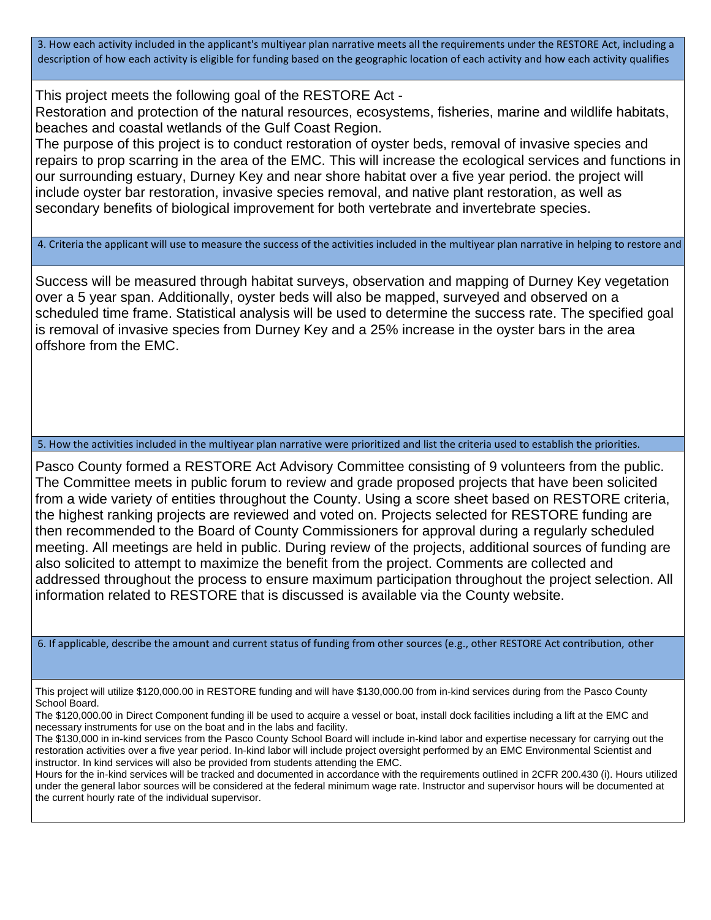## 3. How each activity included in the applicant's multiyear plan narrative meets all the requirements under the RESTORE Act, including a description of how each activity is eligible for funding based on the geographic location of each activity and how each activity qualifies

This project meets the following goal of the RESTORE Act -
Restoration and protection of the natural resources, ecosystems, fisheries, marine and wildlife habitats, beaches and coastal wetlands of the Gulf Coast Region.
The purpose of this project is to conduct restoration of oyster beds, removal of invasive species and repairs to prop scarring in the area of the EMC. This will increase the ecological services and functions in our surrounding estuary, Durney Key and near shore habitat over a five year period. the project will include oyster bar restoration, invasive species removal, and native plant restoration, as well as secondary benefits of biological improvement for both vertebrate and invertebrate species.

## 4. Criteria the applicant will use to measure the success of the activities included in the multiyear plan narrative in helping to restore and

Success will be measured through habitat surveys, observation and mapping of Durney Key vegetation over a 5 year span. Additionally, oyster beds will also be mapped, surveyed and observed on a scheduled time frame. Statistical analysis will be used to determine the success rate. The specified goal is removal of invasive species from Durney Key and a 25% increase in the oyster bars in the area offshore from the EMC.

## 5. How the activities included in the multiyear plan narrative were prioritized and list the criteria used to establish the priorities.

Pasco County formed a RESTORE Act Advisory Committee consisting of 9 volunteers from the public. The Committee meets in public forum to review and grade proposed projects that have been solicited from a wide variety of entities throughout the County. Using a score sheet based on RESTORE criteria, the highest ranking projects are reviewed and voted on. Projects selected for RESTORE funding are then recommended to the Board of County Commissioners for approval during a regularly scheduled meeting. All meetings are held in public. During review of the projects, additional sources of funding are also solicited to attempt to maximize the benefit from the project. Comments are collected and addressed throughout the process to ensure maximum participation throughout the project selection. All information related to RESTORE that is discussed is available via the County website.

## 6. If applicable, describe the amount and current status of funding from other sources (e.g., other RESTORE Act contribution, other

This project will utilize $120,000.00 in RESTORE funding and will have $130,000.00 from in-kind services during from the Pasco County School Board.
The $120,000.00 in Direct Component funding ill be used to acquire a vessel or boat, install dock facilities including a lift at the EMC and necessary instruments for use on the boat and in the labs and facility.
The $130,000 in in-kind services from the Pasco County School Board will include in-kind labor and expertise necessary for carrying out the restoration activities over a five year period. In-kind labor will include project oversight performed by an EMC Environmental Scientist and instructor. In kind services will also be provided from students attending the EMC.
Hours for the in-kind services will be tracked and documented in accordance with the requirements outlined in 2CFR 200.430 (i). Hours utilized under the general labor sources will be considered at the federal minimum wage rate. Instructor and supervisor hours will be documented at the current hourly rate of the individual supervisor.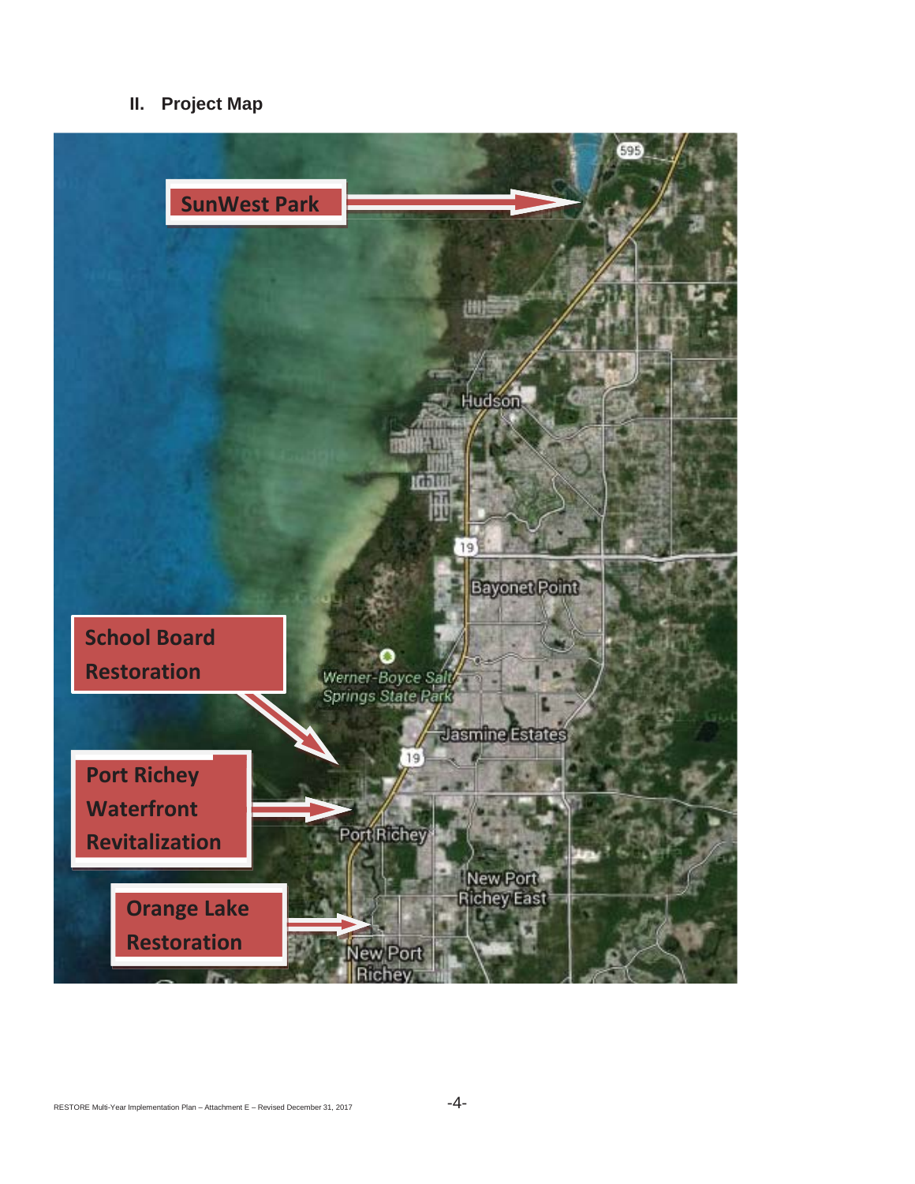## II. Project Map

SunWest Park

School Board Restoration

Port Richey Waterfront Revitalization

Orange Lake Restoration

595

Hudson

19

Bayonet Point

Werner-Boyce Salt Springs State Park

Jasmine Estates

19

Port Richey

New Port Richey East

New Port Richey